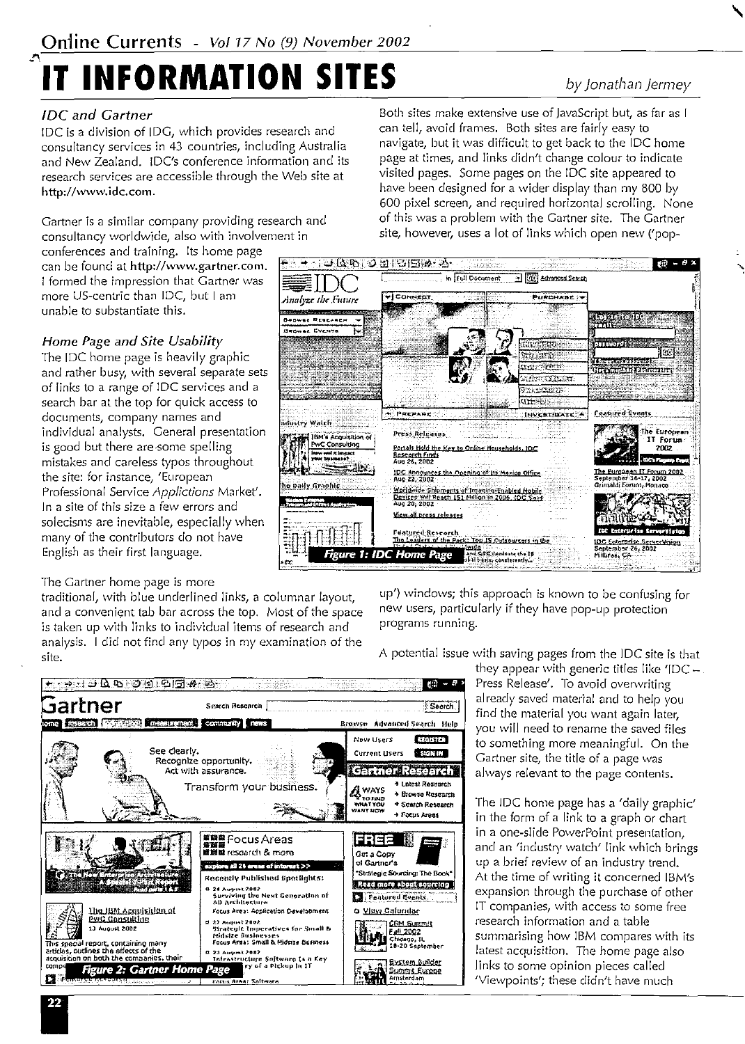# IT INFORMATION SITES

*by Jonathan Jermey*

## *IDC and Gartner*

IDC is a division of IDG, which provides research and consultancy services in 43 countries, including Australia and New Zealand. IDC's conference information and its research services are accessible through the Web site at **http://www.idc.com**.

Gartner is a similar company providing research and consultancy worldwide, also with involvement in conferences and training. Its home page can be found at **http://www.gartner.com**. I formed the impression that Gartner was more US-centric than IDC, but I am unable to substantiate this.

## *Home Page and Site Usability*

The IDC home page is heavily graphic and rather busy, with several separate sets of links to a range of IDC services and a search bar at the top for quick access to documents, company names and individual analysts. General presentation is good but there are some spelling mistakes and careless typos throughout the site: for instance, 'European Professional Service *Applictions* Market'. In a site of this size a few errors and solecisms are inevitable, especially when many of the contributors do not have English as their first language.

The Gartner home page is more traditional, with blue underlined links, a columnar layout, and a convenient tab bar across the top. Most of the space is taken up with links to individual items of research and analysis. I did not find any typos in my examination of the site.

Both sites make extensive use of JavaScript but, as far as I can tell, avoid frames. Both sites are fairly easy to navigate, but it was difficult to get back to the IDC home page at times, and links didn't change colour to indicate visited pages. Some pages on the IDC site appeared to have been designed for a wider display than my 800 by 600 pixel screen, and required horizontal scrolling. None of this was a problem with the Gartner site. The Gartner site, however, uses a lot of links which open new ('pop-up') windows; this approach is known to be confusing for new users, particularly if they have pop-up protection programs running.

**Figure 1: IDC Home Page**

A potential issue with saving pages from the IDC site is that they appear with generic titles like 'IDC – Press Release'. To avoid overwriting already saved material and to help you find the material you want again later, you will need to rename the saved files to something more meaningful. On the Gartner site, the title of a page was always relevant to the page contents.

The IDC home page has a 'daily graphic' in the form of a link to a graph or chart in a one-slide PowerPoint presentation, and an 'industry watch' link which brings up a brief review of an industry trend. At the time of writing it concerned IBM's expansion through the purchase of other IT companies, with access to some free research information and a table summarising how IBM compares with its latest acquisition. The home page also links to some opinion pieces called 'Viewpoints'; these didn't have much

**Figure 2: Gartner Home Page**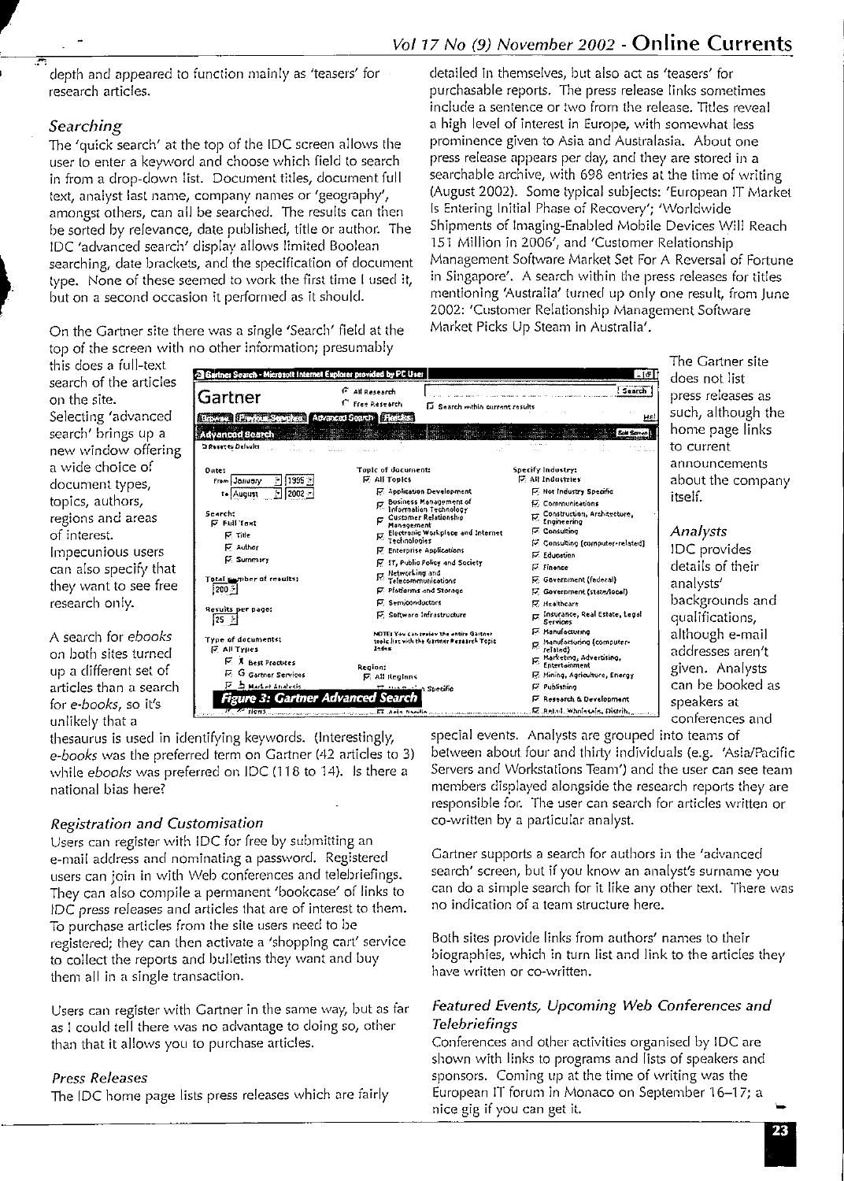depth and appeared to function mainly as 'teasers' for research articles.

### Searching

The 'quick search' at the top of the IDC screen allows the user to enter a keyword and choose which field to search in from a drop-down list. Document titles, document full text, analyst last name, company names or 'geography', amongst others, can all be searched. The results can then be sorted by relevance, date published, title or author. The IDC 'advanced search' display allows limited Boolean searching, date brackets, and the specification of document type. None of these seemed to work the first time I used it, but on a second occasion it performed as it should.

On the Gartner site there was a single 'Search' field at the top of the screen with no other information; presumably this does a full-text search of the articles on the site. Selecting 'advanced search' brings up a new window offering a wide choice of document types, topics, authors, regions and areas of interest. Impecunious users can also specify that they want to see free research only.

Figure 3: Gartner Advanced Search

A search for *ebooks* on both sites turned up a different set of articles than a search for *e-books*, so it's unlikely that a thesaurus is used in identifying keywords. (Interestingly, *e-books* was the preferred term on Gartner (42 articles to 3) while *ebooks* was preferred on IDC (118 to 14). Is there a national bias here?

### Registration and Customisation

Users can register with IDC for free by submitting an e-mail address and nominating a password. Registered users can join in with Web conferences and telebriefings. They can also compile a permanent 'bookcase' of links to IDC press releases and articles that are of interest to them. To purchase articles from the site users need to be registered; they can then activate a 'shopping cart' service to collect the reports and bulletins they want and buy them all in a single transaction.

Users can register with Gartner in the same way, but as far as I could tell there was no advantage to doing so, other than that it allows you to purchase articles.

### Press Releases

The IDC home page lists press releases which are fairly detailed in themselves, but also act as 'teasers' for purchasable reports. The press release links sometimes include a sentence or two from the release. Titles reveal a high level of interest in Europe, with somewhat less prominence given to Asia and Australasia. About one press release appears per day, and they are stored in a searchable archive, with 698 entries at the time of writing (August 2002). Some typical subjects: 'European IT Market Is Entering Initial Phase of Recovery'; 'Worldwide Shipments of Imaging-Enabled Mobile Devices Will Reach 151 Million in 2006', and 'Customer Relationship Management Software Market Set For A Reversal of Fortune in Singapore'. A search within the press releases for titles mentioning 'Australia' turned up only one result, from June 2002: 'Customer Relationship Management Software Market Picks Up Steam in Australia'.

The Gartner site does not list press releases as such, although the home page links to current announcements about the company itself.

### Analysts

IDC provides details of their analysts' backgrounds and qualifications, although e-mail addresses aren't given. Analysts can be booked as speakers at conferences and special events. Analysts are grouped into teams of between about four and thirty individuals (e.g. 'Asia/Pacific Servers and Workstations Team') and the user can see team members displayed alongside the research reports they are responsible for. The user can search for articles written or co-written by a particular analyst.

Gartner supports a search for authors in the 'advanced search' screen, but if you know an analyst's surname you can do a simple search for it like any other text. There was no indication of a team structure here.

Both sites provide links from authors' names to their biographies, which in turn list and link to the articles they have written or co-written.

### Featured Events, Upcoming Web Conferences and Telebriefings

Conferences and other activities organised by IDC are shown with links to programs and lists of speakers and sponsors. Coming up at the time of writing was the European IT forum in Monaco on September 16–17; a nice gig if you can get it.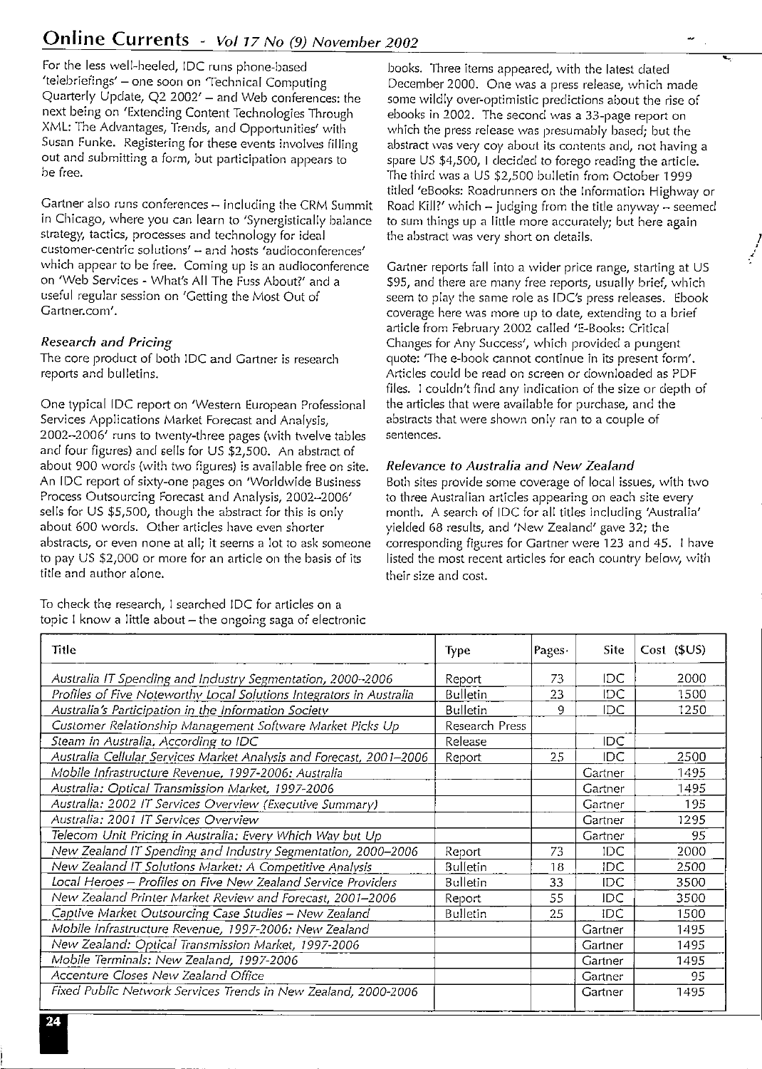For the less well-heeled, IDC runs phone-based 'telebriefings' – one soon on 'Technical Computing Quarterly Update, Q2 2002' – and Web conferences: the next being on 'Extending Content Technologies Through XML: The Advantages, Trends, and Opportunities' with Susan Funke. Registering for these events involves filling out and submitting a form, but participation appears to be free.

Gartner also runs conferences – including the CRM Summit in Chicago, where you can learn to 'Synergistically balance strategy, tactics, processes and technology for ideal customer-centric solutions' – and hosts 'audioconferences' which appear to be free. Coming up is an audioconference on 'Web Services - What's All The Fuss About?' and a useful regular session on 'Getting the Most Out of Gartner.com'.

### *Research and Pricing*

The core product of both IDC and Gartner is research reports and bulletins.

One typical IDC report on 'Western European Professional Services Applications Market Forecast and Analysis, 2002–2006' runs to twenty-three pages (with twelve tables and four figures) and sells for US $2,500. An abstract of about 900 words (with two figures) is available free on site. An IDC report of sixty-one pages on 'Worldwide Business Process Outsourcing Forecast and Analysis, 2002–2006' sells for US $5,500, though the abstract for this is only about 600 words. Other articles have even shorter abstracts, or even none at all; it seems a lot to ask someone to pay US $2,000 or more for an article on the basis of its title and author alone.

To check the research, I searched IDC for articles on a topic I know a little about – the ongoing saga of electronic books. Three items appeared, with the latest dated December 2000. One was a press release, which made some wildly over-optimistic predictions about the rise of ebooks in 2002. The second was a 33-page report on which the press release was presumably based; but the abstract was very coy about its contents and, not having a spare US $4,500, I decided to forego reading the article. The third was a US $2,500 bulletin from October 1999 titled 'eBooks: Roadrunners on the Information Highway or Road Kill?' which – judging from the title anyway – seemed to sum things up a little more accurately; but here again the abstract was very short on details.

Gartner reports fall into a wider price range, starting at US $95, and there are many free reports, usually brief, which seem to play the same role as IDC's press releases. Ebook coverage here was more up to date, extending to a brief article from February 2002 called 'E-Books: Critical Changes for Any Success', which provided a pungent quote: 'The e-book cannot continue in its present form'. Articles could be read on screen or downloaded as PDF files. I couldn't find any indication of the size or depth of the articles that were available for purchase, and the abstracts that were shown only ran to a couple of sentences.

### *Relevance to Australia and New Zealand*

Both sites provide some coverage of local issues, with two to three Australian articles appearing on each site every month. A search of IDC for all titles including 'Australia' yielded 68 results, and 'New Zealand' gave 32; the corresponding figures for Gartner were 123 and 45. I have listed the most recent articles for each country below, with their size and cost.

| Title | Type | Pages | Site | Cost ($US) |
|---|---|---|---|---|
| *Australia IT Spending and Industry Segmentation, 2000–2006* | Report | 73 | IDC | 2000 |
| *Profiles of Five Noteworthy Local Solutions Integrators in Australia* | Bulletin | 23 | IDC | 1500 |
| *Australia's Participation in the Information Society* | Bulletin | 9 | IDC | 1250 |
| *Customer Relationship Management Software Market Picks Up* | Research Press | | | |
| *Steam in Australia, According to IDC* | Release | | IDC | |
| *Australia Cellular Services Market Analysis and Forecast, 2001–2006* | Report | 25 | IDC | 2500 |
| *Mobile Infrastructure Revenue, 1997-2006: Australia* | | | Gartner | 1495 |
| *Australia: Optical Transmission Market, 1997-2006* | | | Gartner | 1495 |
| *Australia: 2002 IT Services Overview (Executive Summary)* | | | Gartner | 195 |
| *Australia: 2001 IT Services Overview* | | | Gartner | 1295 |
| *Telecom Unit Pricing in Australia: Every Which Way but Up* | | | Gartner | 95 |
| *New Zealand IT Spending and Industry Segmentation, 2000–2006* | Report | 73 | IDC | 2000 |
| *New Zealand IT Solutions Market: A Competitive Analysis* | Bulletin | 18 | IDC | 2500 |
| *Local Heroes – Profiles on Five New Zealand Service Providers* | Bulletin | 33 | IDC | 3500 |
| *New Zealand Printer Market Review and Forecast, 2001–2006* | Report | 55 | IDC | 3500 |
| *Captive Market Outsourcing Case Studies – New Zealand* | Bulletin | 25 | IDC | 1500 |
| *Mobile Infrastructure Revenue, 1997-2006: New Zealand* | | | Gartner | 1495 |
| *New Zealand: Optical Transmission Market, 1997-2006* | | | Gartner | 1495 |
| *Mobile Terminals: New Zealand, 1997-2006* | | | Gartner | 1495 |
| *Accenture Closes New Zealand Office* | | | Gartner | 95 |
| *Fixed Public Network Services Trends in New Zealand, 2000-2006* | | | Gartner | 1495 |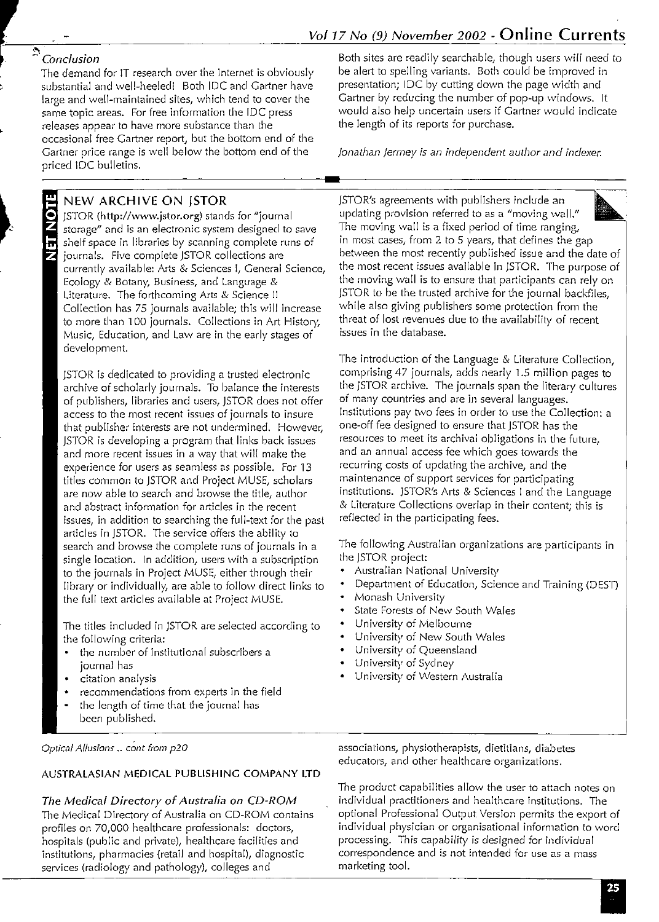### Conclusion

The demand for IT research over the Internet is obviously substantial and well-heeled! Both IDC and Gartner have large and well-maintained sites, which tend to cover the same topic areas. For free information the IDC press releases appear to have more substance than the occasional free Gartner report, but the bottom end of the Gartner price range is well below the bottom end of the priced IDC bulletins.

Both sites are readily searchable, though users will need to be alert to spelling variants. Both could be improved in presentation; IDC by cutting down the page width and Gartner by reducing the number of pop-up windows. It would also help uncertain users if Gartner would indicate the length of its reports for purchase.

*Jonathan Jermey is an independent author and indexer.*

---

NET NOTE

## NEW ARCHIVE ON JSTOR

JSTOR (**http://www.jstor.org**) stands for "journal storage" and is an electronic system designed to save shelf space in libraries by scanning complete runs of journals. Five complete JSTOR collections are currently available: Arts & Sciences I, General Science, Ecology & Botany, Business, and Language & Literature. The forthcoming Arts & Science II Collection has 75 journals available; this will increase to more than 100 journals. Collections in Art History, Music, Education, and Law are in the early stages of development.

JSTOR is dedicated to providing a trusted electronic archive of scholarly journals. To balance the interests of publishers, libraries and users, JSTOR does not offer access to the most recent issues of journals to insure that publisher interests are not undermined. However, JSTOR is developing a program that links back issues and more recent issues in a way that will make the experience for users as seamless as possible. For 13 titles common to JSTOR and Project MUSE, scholars are now able to search and browse the title, author and abstract information for articles in the recent issues, in addition to searching the full-text for the past articles in JSTOR. The service offers the ability to search and browse the complete runs of journals in a single location. In addition, users with a subscription to the journals in Project MUSE, either through their library or individually, are able to follow direct links to the full text articles available at Project MUSE.

The titles included in JSTOR are selected according to the following criteria:

- the number of institutional subscribers a journal has
- citation analysis
- recommendations from experts in the field
- the length of time that the journal has been published.

JSTOR's agreements with publishers include an updating provision referred to as a "moving wall." The moving wall is a fixed period of time ranging, in most cases, from 2 to 5 years, that defines the gap between the most recently published issue and the date of the most recent issues available in JSTOR. The purpose of the moving wall is to ensure that participants can rely on JSTOR to be the trusted archive for the journal backfiles, while also giving publishers some protection from the threat of lost revenues due to the availability of recent issues in the database.

The introduction of the Language & Literature Collection, comprising 47 journals, adds nearly 1.5 million pages to the JSTOR archive. The journals span the literary cultures of many countries and are in several languages. Institutions pay two fees in order to use the Collection: a one-off fee designed to ensure that JSTOR has the resources to meet its archival obligations in the future, and an annual access fee which goes towards the recurring costs of updating the archive, and the maintenance of support services for participating institutions. JSTOR's Arts & Sciences I and the Language & Literature Collections overlap in their content; this is reflected in the participating fees.

The following Australian organizations are participants in the JSTOR project:

- Australian National University
- Department of Education, Science and Training (DEST)
- Monash University
- State Forests of New South Wales
- University of Melbourne
- University of New South Wales
- University of Queensland
- University of Sydney
- University of Western Australia

---

*Optical Allusions .. cont from p20*

AUSTRALASIAN MEDICAL PUBLISHING COMPANY LTD

### *The Medical Directory of Australia on CD-ROM*

The Medical Directory of Australia on CD-ROM contains profiles on 70,000 healthcare professionals: doctors, hospitals (public and private), healthcare facilities and institutions, pharmacies (retail and hospital), diagnostic services (radiology and pathology), colleges and associations, physiotherapists, dietitians, diabetes educators, and other healthcare organizations.

The product capabilities allow the user to attach notes on individual practitioners and healthcare institutions. The optional Professional Output Version permits the export of individual physician or organisational information to word processing. This capability is designed for individual correspondence and is not intended for use as a mass marketing tool.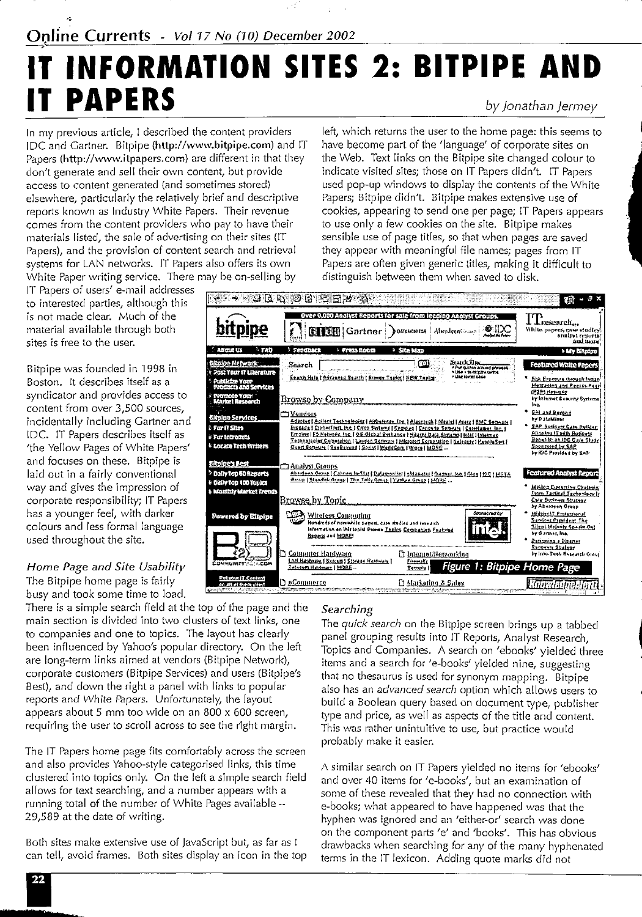# IT INFORMATION SITES 2: BITPIPE AND IT PAPERS

*by Jonathan Jermey*

In my previous article, I described the content providers IDC and Gartner. Bitpipe (**http://www.bitpipe.com**) and IT Papers (**http://www.itpapers.com**) are different in that they don't generate and sell their own content, but provide access to content generated (and sometimes stored) elsewhere, particularly the relatively brief and descriptive reports known as Industry White Papers. Their revenue comes from the content providers who pay to have their materials listed, the sale of advertising on their sites (IT Papers), and the provision of content search and retrieval systems for LAN networks. IT Papers also offers its own White Paper writing service. There may be on-selling by IT Papers of users' e-mail addresses to interested parties, although this is not made clear. Much of the material available through both sites is free to the user.

Bitpipe was founded in 1998 in Boston. It describes itself as a syndicator and provides access to content from over 3,500 sources, incidentally including Gartner and IDC. IT Papers describes itself as 'the Yellow Pages of White Papers' and focuses on these. Bitpipe is laid out in a fairly conventional way and gives the impression of corporate responsibility; IT Papers has a younger feel, with darker colours and less formal language used throughout the site.

### *Home Page and Site Usability*

The Bitpipe home page is fairly busy and took some time to load. There is a simple search field at the top of the page and the main section is divided into two clusters of text links, one to companies and one to topics. The layout has clearly been influenced by Yahoo's popular directory. On the left are long-term links aimed at vendors (Bitpipe Network), corporate customers (Bitpipe Services) and users (Bitpipe's Best), and down the right a panel with links to popular reports and White Papers. Unfortunately, the layout appears about 5 mm too wide on an 800 x 600 screen, requiring the user to scroll across to see the right margin.

The IT Papers home page fits comfortably across the screen and also provides Yahoo-style categorised links, this time clustered into topics only. On the left a simple search field allows for text searching, and a number appears with a running total of the number of White Pages available -- 29,589 at the date of writing.

Both sites make extensive use of JavaScript but, as far as I can tell, avoid frames. Both sites display an icon in the top left, which returns the user to the home page: this seems to have become part of the 'language' of corporate sites on the Web. Text links on the Bitpipe site changed colour to indicate visited sites; those on IT Papers didn't. IT Papers used pop-up windows to display the contents of the White Papers; Bitpipe didn't. Bitpipe makes extensive use of cookies, appearing to send one per page; IT Papers appears to use only a few cookies on the site. Bitpipe makes sensible use of page titles, so that when pages are saved they appear with meaningful file names; pages from IT Papers are often given generic titles, making it difficult to distinguish between them when saved to disk.

Figure 1: Bitpipe Home Page

### *Searching*

The *quick search* on the Bitpipe screen brings up a tabbed panel grouping results into IT Reports, Analyst Research, Topics and Companies. A search on 'ebooks' yielded three items and a search for 'e-books' yielded nine, suggesting that no thesaurus is used for synonym mapping. Bitpipe also has an *advanced search* option which allows users to build a Boolean query based on document type, publisher type and price, as well as aspects of the title and content. This was rather unintuitive to use, but practice would probably make it easier.

A similar search on IT Papers yielded no items for 'ebooks' and over 40 items for 'e-books', but an examination of some of these revealed that they had no connection with e-books; what appeared to have happened was that the hyphen was ignored and an 'either-or' search was done on the component parts 'e' and 'books'. This has obvious drawbacks when searching for any of the many hyphenated terms in the IT lexicon. Adding quote marks did not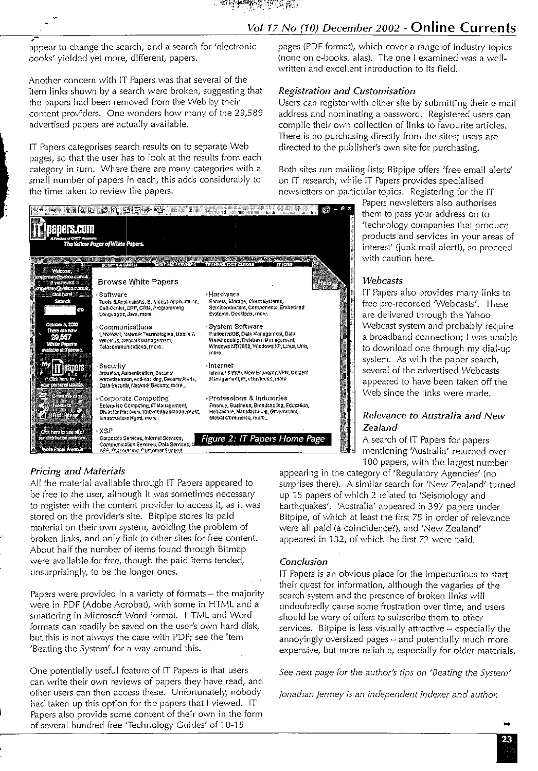appear to change the search, and a search for 'electronic books' yielded yet more, different, papers.

Another concern with IT Papers was that several of the item links shown by a search were broken, suggesting that the papers had been removed from the Web by their content providers. One wonders how many of the 29,589 advertised papers are actually available.

IT Papers categorises search results on to separate Web pages, so that the user has to look at the results from each category in turn. Where there are many categories with a small number of papers in each, this adds considerably to the time taken to review the papers.

Figure 2: IT Papers Home Page

### Pricing and Materials

All the material available through IT Papers appeared to be free to the user, although it was sometimes necessary to register with the content provider to access it, as it was stored on the provider's site. Bitpipe stores its paid material on their own system, avoiding the problem of broken links, and only link to other sites for free content. About half the number of items found through Bitmap were available for free, though the paid items tended, unsurprisingly, to be the longer ones.

Papers were provided in a variety of formats – the majority were in PDF (Adobe Acrobat), with some in HTML and a smattering in Microsoft Word format. HTML and Word formats can readily be saved on the user's own hard disk, but this is not always the case with PDF; see the item 'Beating the System' for a way around this.

One potentially useful feature of IT Papers is that users can write their own reviews of papers they have read, and other users can then access these. Unfortunately, nobody had taken up this option for the papers that I viewed. IT Papers also provide some content of their own in the form of several hundred free 'Technology Guides' of 10-15 pages (PDF format), which cover a range of industry topics (none on e-books, alas). The one I examined was a well-written and excellent introduction to its field.

### Registration and Customisation

Users can register with either site by submitting their e-mail address and nominating a password. Registered users can compile their own collection of links to favourite articles. There is no purchasing directly from the sites; users are directed to the publisher's own site for purchasing.

Both sites run mailing lists; Bitpipe offers 'free email alerts' on IT research, while IT Papers provides specialised newsletters on particular topics. Registering for the IT Papers newsletters also authorises them to pass your address on to 'technology companies that produce products and services in your areas of interest' (junk mail alert!), so proceed with caution here.

### Webcasts

IT Papers also provides many links to free pre-recorded 'Webcasts'. These are delivered through the Yahoo Webcast system and probably require a broadband connection; I was unable to download one through my dial-up system. As with the paper search, several of the advertised Webcasts appeared to have been taken off the Web since the links were made.

### Relevance to Australia and New Zealand

A search of IT Papers for papers mentioning 'Australia' returned over 100 papers, with the largest number appearing in the category of 'Regulatory Agencies' (no surprises there). A similar search for 'New Zealand' turned up 15 papers of which 2 related to 'Seismology and Earthquakes'. 'Australia' appeared in 397 papers under Bitpipe, of which at least the first 75 in order of relevance were all paid (a coincidence?), and 'New Zealand' appeared in 132, of which the first 72 were paid.

### Conclusion

IT Papers is an obvious place for the impecunious to start their quest for information, although the vagaries of the search system and the presence of broken links will undoubtedly cause some frustration over time, and users should be wary of offers to subscribe them to other services. Bitpipe is less visually attractive -- especially the annoyingly oversized pages -- and potentially much more expensive, but more reliable, especially for older materials.

*See next page for the author's tips on 'Beating the System'*

*Jonathan Jermey is an independent indexer and author.*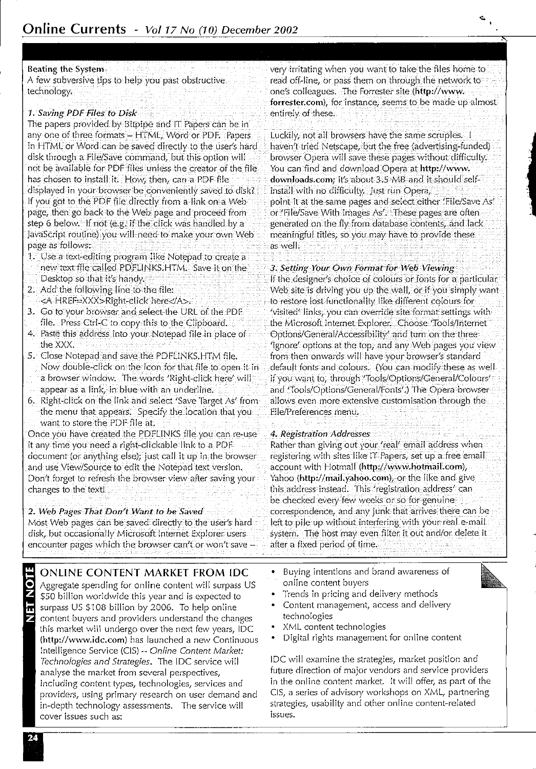## Beating the System

A few subversive tips to help you past obstructive technology.

### *1. Saving PDF Files to Disk*

The papers provided by Bitpipe and IT Papers can be in any one of three formats – HTML, Word or PDF. Papers in HTML or Word can be saved directly to the user's hard disk through a File/Save command, but this option will not be available for PDF files unless the creator of the file has chosen to install it. How, then, can a PDF file displayed in your browser be conveniently saved to disk? If you got to the PDF file directly from a link on a Web page, then go back to the Web page and proceed from step 6 below. If not (e.g. if the click was handled by a JavaScript routine) you will need to make your own Web page as follows:

1. Use a text-editing program like Notepad to create a new text file called PDFLINKS.HTM. Save it on the Desktop so that it's handy.
2. Add the following line to the file: <A HREF=XXX>Right-click here</A>.
3. Go to your browser and select the URL of the PDF file. Press Ctrl-C to copy this to the Clipboard.
4. Paste this address into your Notepad file in place of the XXX.
5. Close Notepad and save the PDFLINKS.HTM file. Now double-click on the icon for that file to open it in a browser window. The words 'Right-click here' will appear as a link, in blue with an underline.
6. Right-click on the link and select 'Save Target As' from the menu that appears. Specify the location that you want to store the PDF file at.

Once you have created the PDFLINKS file you can re-use it any time you need a right-clickable link to a PDF document (or anything else); just call it up in the browser and use View/Source to edit the Notepad text version. Don't forget to refresh the browser view after saving your changes to the text!

### *2. Web Pages That Don't Want to be Saved*

Most Web pages can be saved directly to the user's hard disk, but occasionally Microsoft Internet Explorer users encounter pages which the browser can't or won't save – very irritating when you want to take the files home to read off-line, or pass them on through the network to one's colleagues. The Forrester site (**http://www.forrester.com**), for instance, seems to be made up almost entirely of these.

Luckily, not all browsers have the same scruples. I haven't tried Netscape, but the free (advertising-funded) browser Opera will save these pages without difficulty. You can find and download Opera at **http://www.downloads.com**; it's about 3.5 MB and it should self-install with no difficulty. Just run Opera, point it at the same pages and select either 'File/Save As' or 'File/Save With Images As'. These pages are often generated on the fly from database contents, and lack meaningful titles, so you may have to provide these as well.

### *3. Setting Your Own Format for Web Viewing*

If the designer's choice of colours or fonts for a particular Web site is driving you up the wall, or if you simply want to restore lost functionality like different colours for 'visited' links, you can override site format settings with the Microsoft Internet Explorer. Choose 'Tools/Internet Options/General/Accessibility' and turn on the three 'Ignore' options at the top, and any Web pages you view from then onwards will have your browser's standard default fonts and colours. (You can modify these as well if you want to, through 'Tools/Options/General/Colours' and 'Tools/Options/General/Fonts'.) The Opera browser allows even more extensive customisation through the File/Preferences menu.

### *4. Registration Addresses*

Rather than giving out your 'real' email address when registering with sites like IT Papers, set up a free email account with Hotmail (**http://www.hotmail.com**), Yahoo (**http://mail.yahoo.com**), or the like and give this address instead. This 'registration address' can be checked every few weeks or so for genuine correspondence, and any junk that arrives there can be left to pile up without interfering with your real e-mail system. The host may even filter it out and/or delete it after a fixed period of time.

## NET NOTE

## ONLINE CONTENT MARKET FROM IDC

Aggregate spending for online content will surpass US $50 billion worldwide this year and is expected to surpass US $108 billion by 2006. To help online content buyers and providers understand the changes this market will undergo over the next few years, IDC (**http://www.idc.com**) has launched a new Continuous Intelligence Service (CIS) -- *Online Content Market: Technologies and Strategies*. The IDC service will analyse the market from several perspectives, including content types, technologies, services and providers, using primary research on user demand and in-depth technology assessments. The service will cover issues such as:

- Buying intentions and brand awareness of online content buyers
- Trends in pricing and delivery methods
- Content management, access and delivery technologies
- XML content technologies
- Digital rights management for online content

IDC will examine the strategies, market position and future direction of major vendors and service providers in the online content market. It will offer, as part of the CIS, a series of advisory workshops on XML, partnering strategies, usability and other online content-related issues.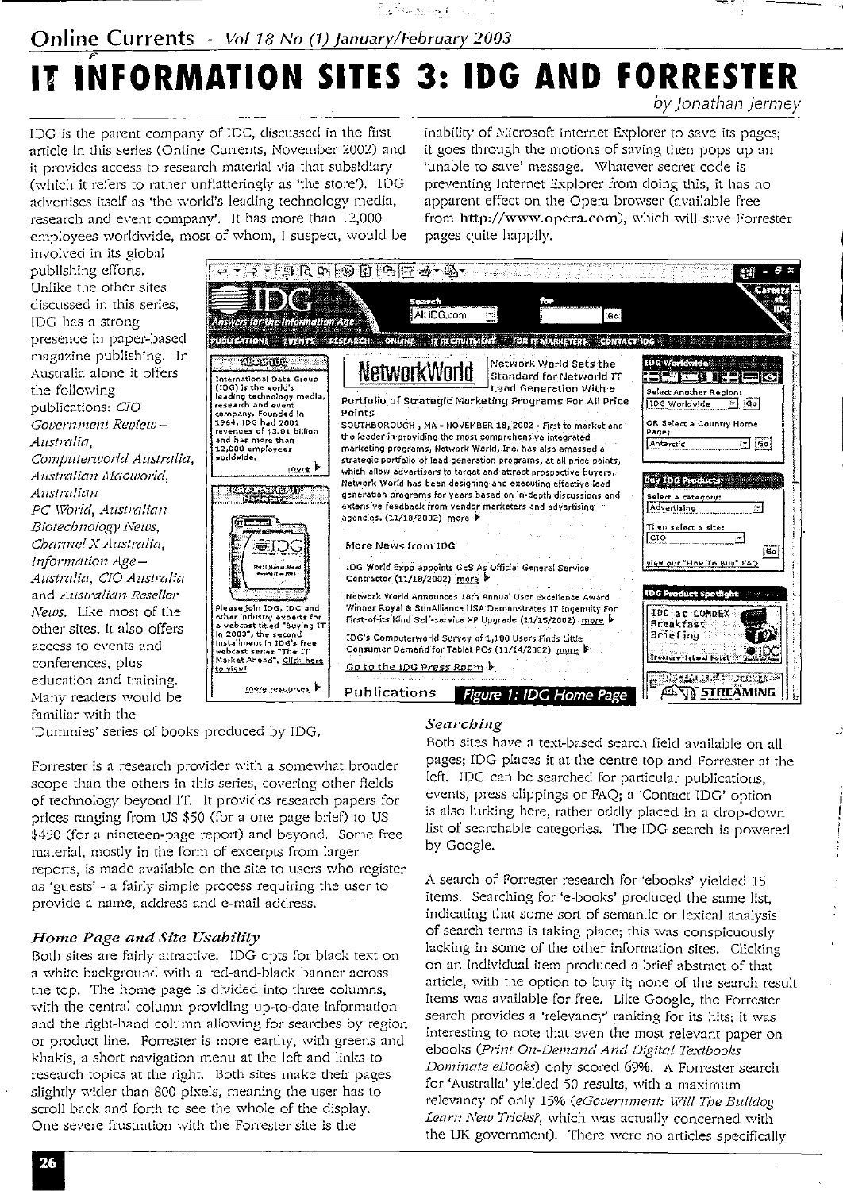# IT INFORMATION SITES 3: IDG AND FORRESTER

*by Jonathan Jermey*

IDG is the parent company of IDC, discussed in the first article in this series (Online Currents, November 2002) and it provides access to research material via that subsidiary (which it refers to rather unflatteringly as 'the store'). IDG advertises itself as 'the world's leading technology media, research and event company'. It has more than 12,000 employees worldwide, most of whom, I suspect, would be involved in its global publishing efforts. Unlike the other sites discussed in this series, IDG has a strong presence in paper-based magazine publishing. In Australia alone it offers the following publications: *CIO Government Review – Australia*, *Computerworld Australia*, *Australian Macworld*, *Australian PC World*, *Australian Biotechnology News*, *Channel X Australia*, *Information Age – Australia*, *CIO Australia* and *Australian Reseller News*. Like most of the other sites, it also offers access to events and conferences, plus education and training. Many readers would be familiar with the 'Dummies' series of books produced by IDG.

Forrester is a research provider with a somewhat broader scope than the others in this series, covering other fields of technology beyond IT. It provides research papers for prices ranging from US $50 (for a one page brief) to US $450 (for a nineteen-page report) and beyond. Some free material, mostly in the form of excerpts from larger reports, is made available on the site to users who register as 'guests' - a fairly simple process requiring the user to provide a name, address and e-mail address.

### *Home Page and Site Usability*

Both sites are fairly attractive. IDG opts for black text on a white background with a red-and-black banner across the top. The home page is divided into three columns, with the central column providing up-to-date information and the right-hand column allowing for searches by region or product line. Forrester is more earthy, with greens and khakis, a short navigation menu at the left and links to research topics at the right. Both sites make their pages slightly wider than 800 pixels, meaning the user has to scroll back and forth to see the whole of the display. One severe frustration with the Forrester site is the inability of Microsoft Internet Explorer to save its pages; it goes through the motions of saving then pops up an 'unable to save' message. Whatever secret code is preventing Internet Explorer from doing this, it has no apparent effect on the Opera browser (available free from **http://www.opera.com**), which will save Forrester pages quite happily.

Figure 1: IDG Home Page

### *Searching*

Both sites have a text-based search field available on all pages; IDG places it at the centre top and Forrester at the left. IDG can be searched for particular publications, events, press clippings or FAQ; a 'Contact IDG' option is also lurking here, rather oddly placed in a drop-down list of searchable categories. The IDG search is powered by Google.

A search of Forrester research for 'ebooks' yielded 15 items. Searching for 'e-books' produced the same list, indicating that some sort of semantic or lexical analysis of search terms is taking place; this was conspicuously lacking in some of the other information sites. Clicking on an individual item produced a brief abstract of that article, with the option to buy it; none of the search result items was available for free. Like Google, the Forrester search provides a 'relevancy' ranking for its hits; it was interesting to note that even the most relevant paper on ebooks (*Print On-Demand And Digital Textbooks Dominate eBooks*) only scored 69%. A Forrester search for 'Australia' yielded 50 results, with a maximum relevancy of only 15% (*eGovernment: Will The Bulldog Learn New Tricks?*, which was actually concerned with the UK government). There were no articles specifically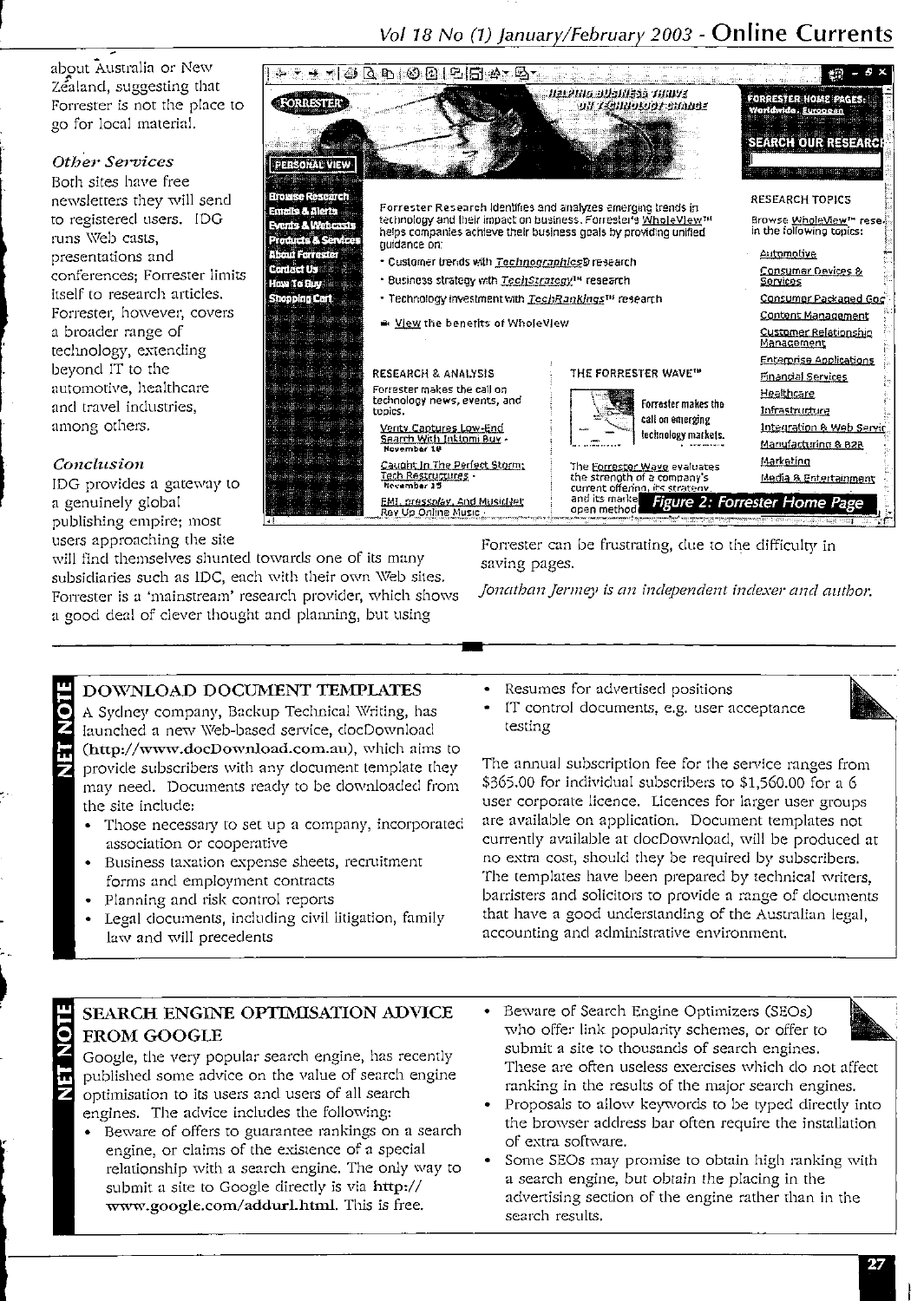about Australia or New Zealand, suggesting that Forrester is not the place to go for local material.

### *Other Services*

Both sites have free newsletters they will send to registered users. IDG runs Web casts, presentations and conferences; Forrester limits itself to research articles. Forrester, however, covers a broader range of technology, extending beyond IT to the automotive, healthcare and travel industries, among others.

### *Conclusion*

IDG provides a gateway to a genuinely global publishing empire; most users approaching the site will find themselves shunted towards one of its many subsidiaries such as IDC, each with their own Web sites. Forrester is a 'mainstream' research provider, which shows a good deal of clever thought and planning, but using Forrester can be frustrating, due to the difficulty in saving pages.

Figure 2: Forrester Home Page

*Jonathan Jermey is an independent indexer and author.*

---

NET NOTE

## DOWNLOAD DOCUMENT TEMPLATES

A Sydney company, Backup Technical Writing, has launched a new Web-based service, docDownload (**http://www.docDownload.com.au**), which aims to provide subscribers with any document template they may need. Documents ready to be downloaded from the site include:

- Those necessary to set up a company, incorporated association or cooperative
- Business taxation expense sheets, recruitment forms and employment contracts
- Planning and risk control reports
- Legal documents, including civil litigation, family law and will precedents
- Resumes for advertised positions
- IT control documents, e.g. user acceptance testing

The annual subscription fee for the service ranges from $365.00 for individual subscribers to $1,560.00 for a 6 user corporate licence. Licences for larger user groups are available on application. Document templates not currently available at docDownload, will be produced at no extra cost, should they be required by subscribers. The templates have been prepared by technical writers, barristers and solicitors to provide a range of documents that have a good understanding of the Australian legal, accounting and administrative environment.

---

NET NOTE

## SEARCH ENGINE OPTIMISATION ADVICE FROM GOOGLE

Google, the very popular search engine, has recently published some advice on the value of search engine optimisation to its users and users of all search engines. The advice includes the following:

- Beware of offers to guarantee rankings on a search engine, or claims of the existence of a special relationship with a search engine. The only way to submit a site to Google directly is via **http://www.google.com/addurl.html**. This is free.
- Beware of Search Engine Optimizers (SEOs) who offer link popularity schemes, or offer to submit a site to thousands of search engines. These are often useless exercises which do not affect ranking in the results of the major search engines.
- Proposals to allow keywords to be typed directly into the browser address bar often require the installation of extra software.
- Some SEOs may promise to obtain high ranking with a search engine, but obtain the placing in the advertising section of the engine rather than in the search results.